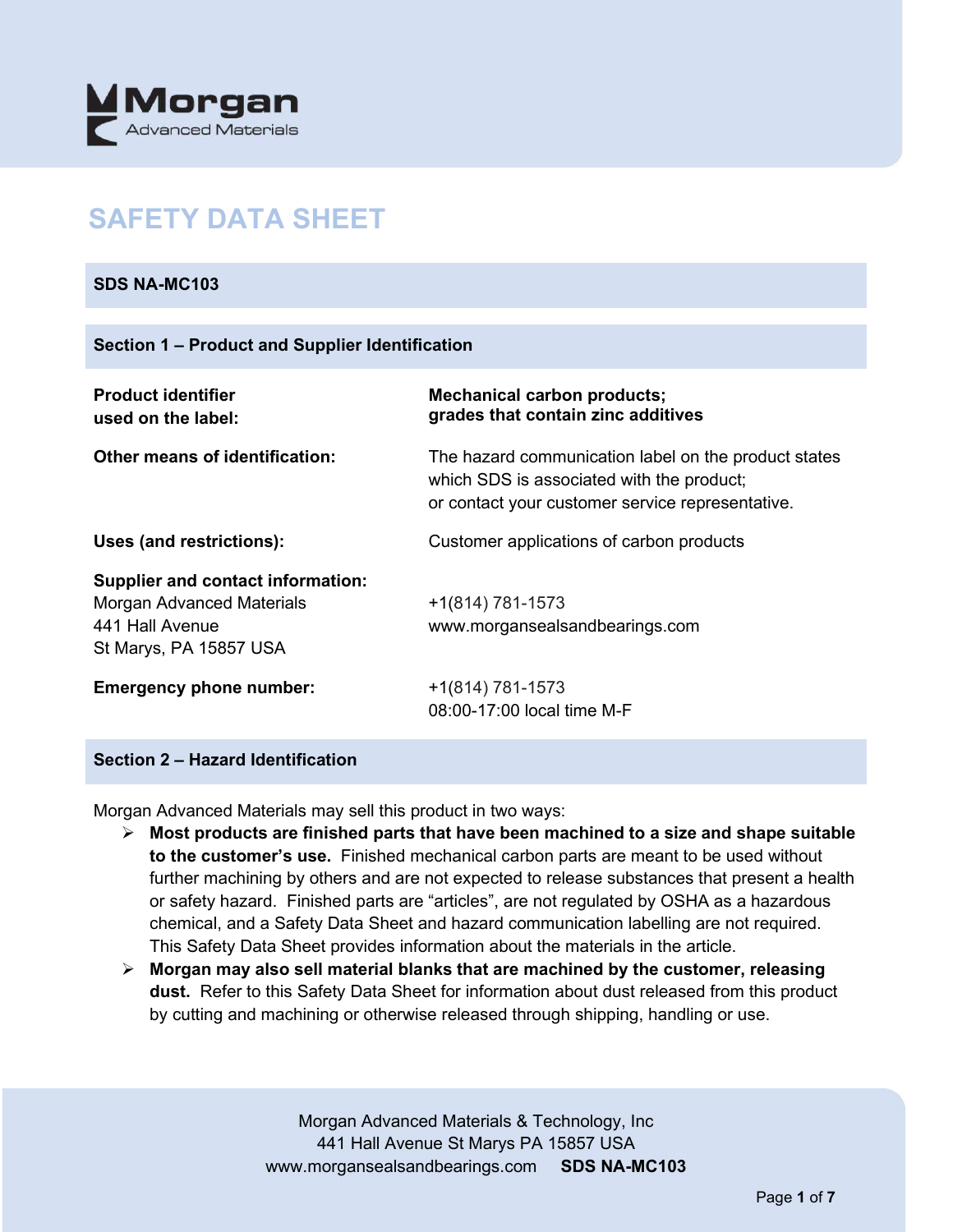Morgan
Advanced Materials

# SAFETY DATA SHEET

**SDS NA-MC103**

## Section 1 – Product and Supplier Identification

| | |
|---|---|
| **Product identifier used on the label:** | **Mechanical carbon products; grades that contain zinc additives** |
| **Other means of identification:** | The hazard communication label on the product states which SDS is associated with the product; or contact your customer service representative. |
| **Uses (and restrictions):** | Customer applications of carbon products |
| **Supplier and contact information:** Morgan Advanced Materials 441 Hall Avenue St Marys, PA 15857 USA | +1(814) 781-1573 www.morgansealsandbearings.com |
| **Emergency phone number:** | +1(814) 781-1573 08:00-17:00 local time M-F |

## Section 2 – Hazard Identification

Morgan Advanced Materials may sell this product in two ways:

- **Most products are finished parts that have been machined to a size and shape suitable to the customer's use.** Finished mechanical carbon parts are meant to be used without further machining by others and are not expected to release substances that present a health or safety hazard. Finished parts are "articles", are not regulated by OSHA as a hazardous chemical, and a Safety Data Sheet and hazard communication labelling are not required. This Safety Data Sheet provides information about the materials in the article.
- **Morgan may also sell material blanks that are machined by the customer, releasing dust.** Refer to this Safety Data Sheet for information about dust released from this product by cutting and machining or otherwise released through shipping, handling or use.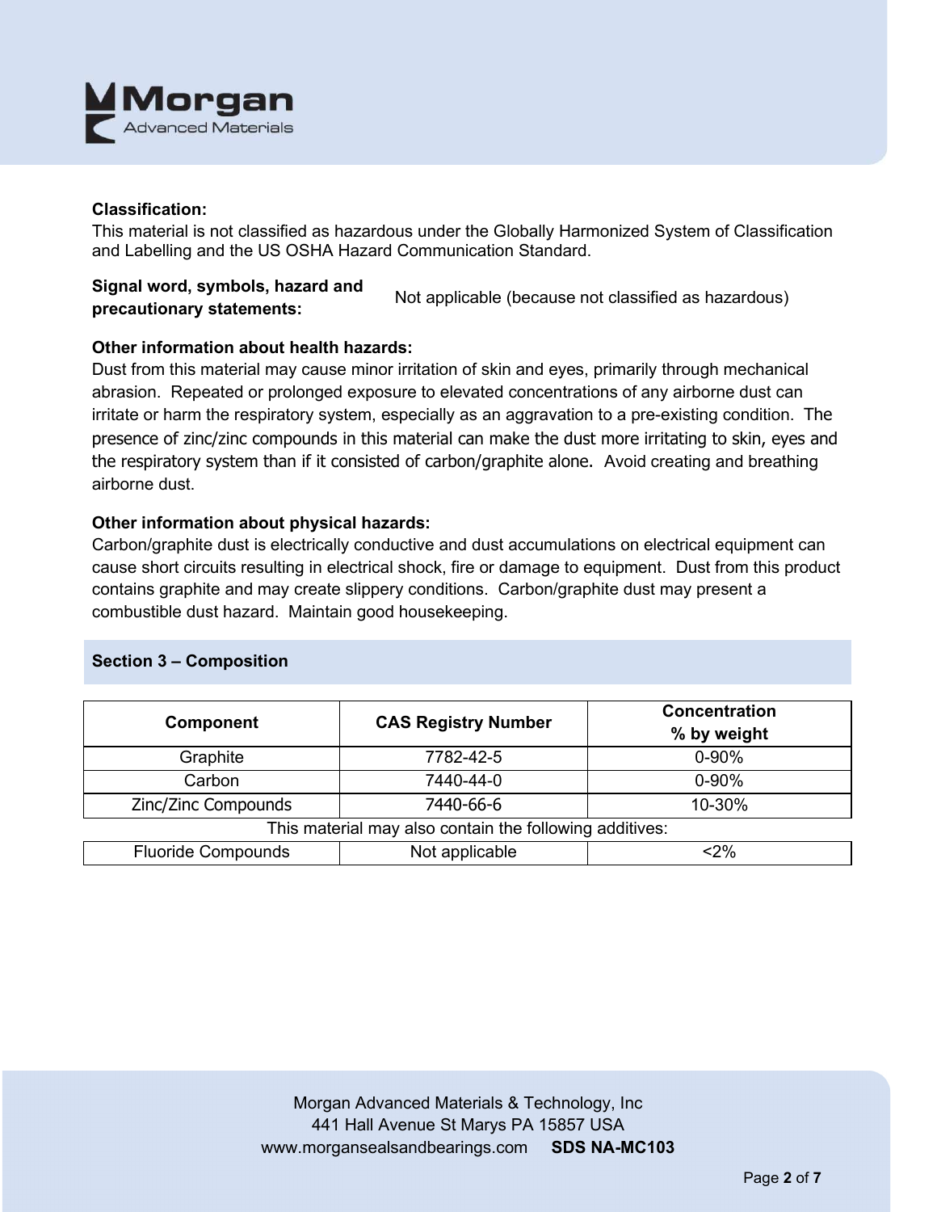**Classification:**
This material is not classified as hazardous under the Globally Harmonized System of Classification and Labelling and the US OSHA Hazard Communication Standard.

**Signal word, symbols, hazard and precautionary statements:** Not applicable (because not classified as hazardous)

**Other information about health hazards:**
Dust from this material may cause minor irritation of skin and eyes, primarily through mechanical abrasion. Repeated or prolonged exposure to elevated concentrations of any airborne dust can irritate or harm the respiratory system, especially as an aggravation to a pre-existing condition. The presence of zinc/zinc compounds in this material can make the dust more irritating to skin, eyes and the respiratory system than if it consisted of carbon/graphite alone. Avoid creating and breathing airborne dust.

**Other information about physical hazards:**
Carbon/graphite dust is electrically conductive and dust accumulations on electrical equipment can cause short circuits resulting in electrical shock, fire or damage to equipment. Dust from this product contains graphite and may create slippery conditions. Carbon/graphite dust may present a combustible dust hazard. Maintain good housekeeping.

## Section 3 – Composition

| Component | CAS Registry Number | Concentration % by weight |
|---|---|---|
| Graphite | 7782-42-5 | 0-90% |
| Carbon | 7440-44-0 | 0-90% |
| Zinc/Zinc Compounds | 7440-66-6 | 10-30% |
| This material may also contain the following additives: | | |
| Fluoride Compounds | Not applicable | <2% |

Morgan Advanced Materials & Technology, Inc
441 Hall Avenue St Marys PA 15857 USA
www.morgansealsandbearings.com **SDS NA-MC103**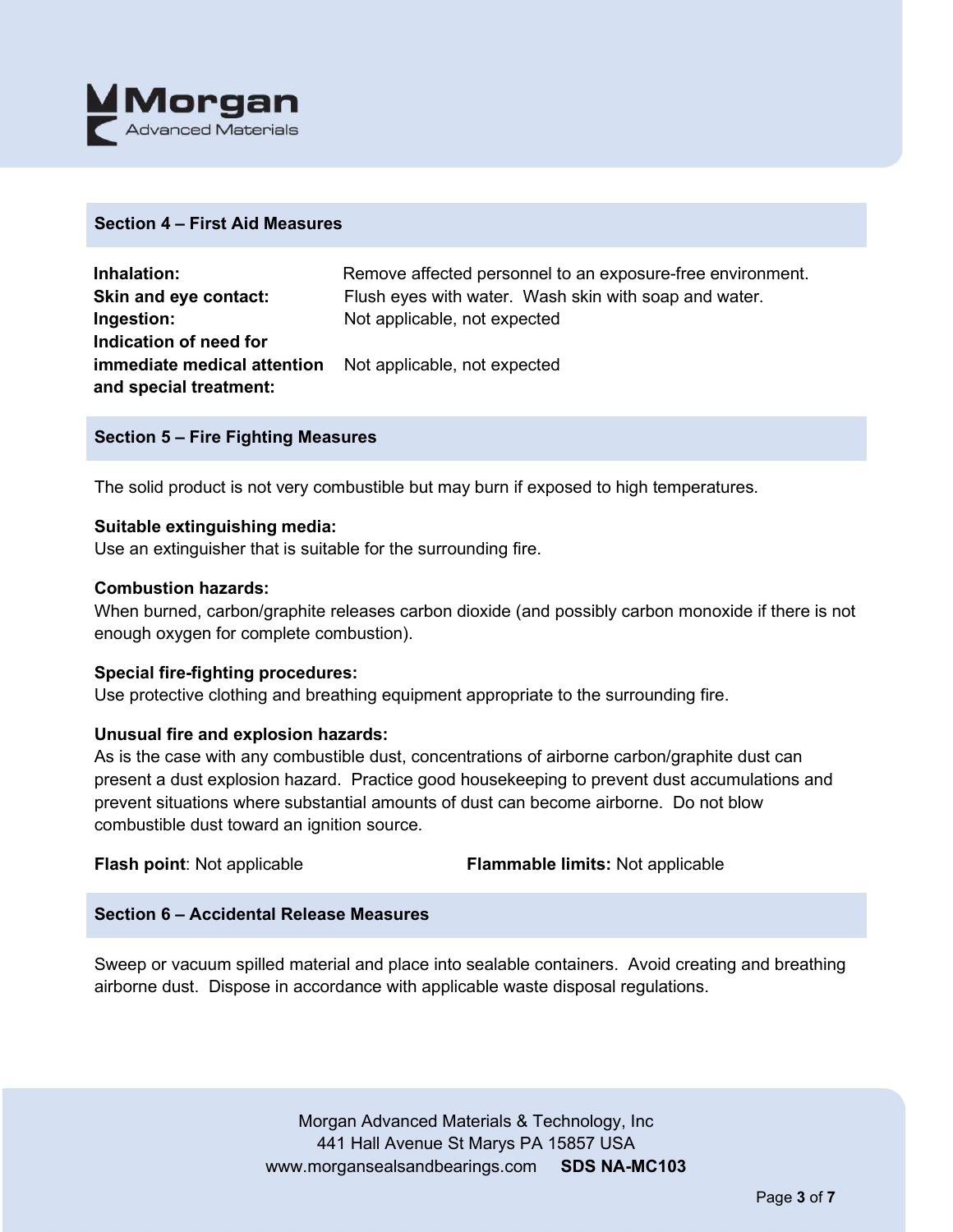## Section 4 – First Aid Measures

| | |
|---|---|
| **Inhalation:** | Remove affected personnel to an exposure-free environment. |
| **Skin and eye contact:** | Flush eyes with water. Wash skin with soap and water. |
| **Ingestion:** | Not applicable, not expected |
| **Indication of need for immediate medical attention and special treatment:** | Not applicable, not expected |

## Section 5 – Fire Fighting Measures

The solid product is not very combustible but may burn if exposed to high temperatures.

**Suitable extinguishing media:**
Use an extinguisher that is suitable for the surrounding fire.

**Combustion hazards:**
When burned, carbon/graphite releases carbon dioxide (and possibly carbon monoxide if there is not enough oxygen for complete combustion).

**Special fire-fighting procedures:**
Use protective clothing and breathing equipment appropriate to the surrounding fire.

**Unusual fire and explosion hazards:**
As is the case with any combustible dust, concentrations of airborne carbon/graphite dust can present a dust explosion hazard. Practice good housekeeping to prevent dust accumulations and prevent situations where substantial amounts of dust can become airborne. Do not blow combustible dust toward an ignition source.

**Flash point**: Not applicable

**Flammable limits:** Not applicable

## Section 6 – Accidental Release Measures

Sweep or vacuum spilled material and place into sealable containers. Avoid creating and breathing airborne dust. Dispose in accordance with applicable waste disposal regulations.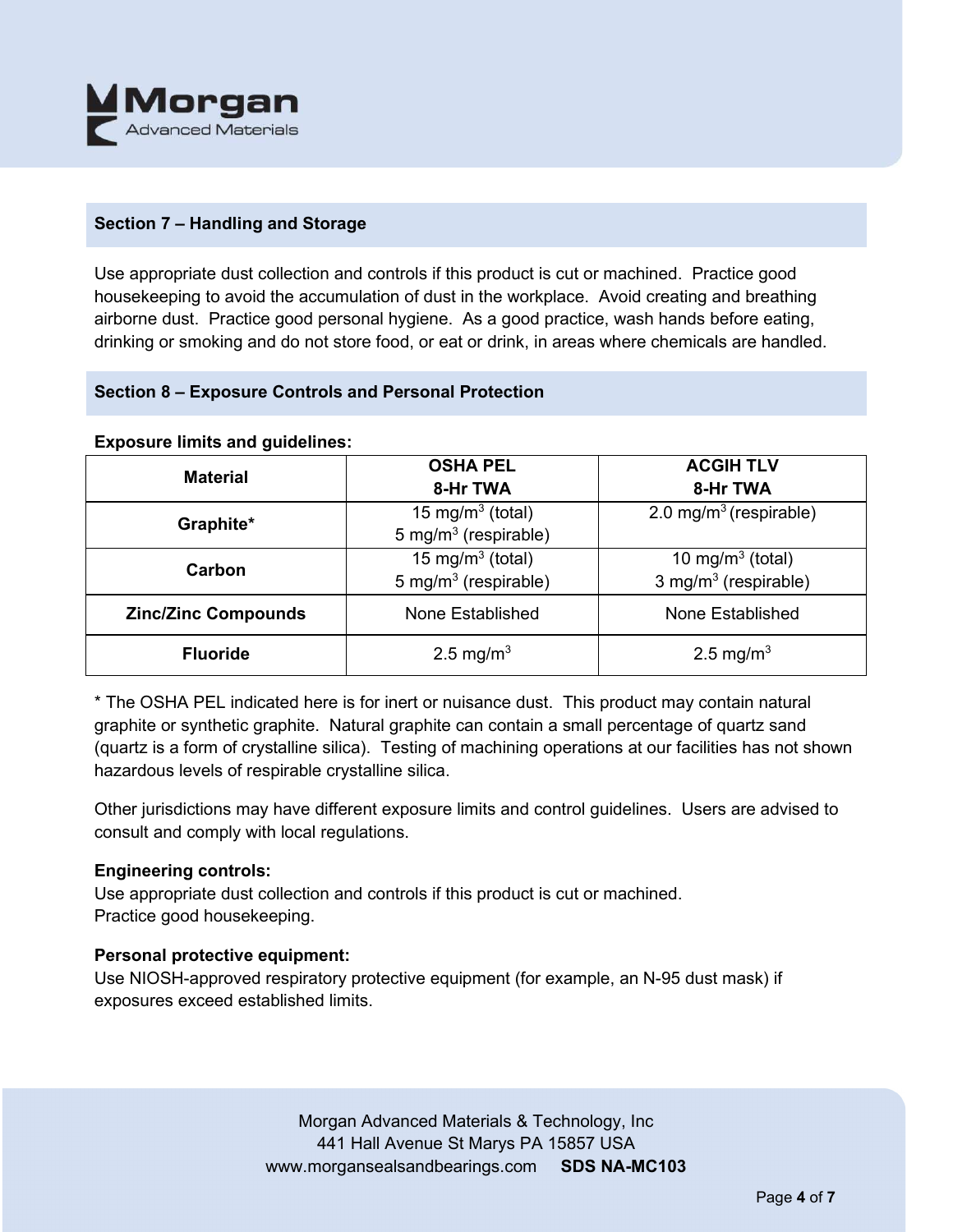## Section 7 – Handling and Storage

Use appropriate dust collection and controls if this product is cut or machined. Practice good housekeeping to avoid the accumulation of dust in the workplace. Avoid creating and breathing airborne dust. Practice good personal hygiene. As a good practice, wash hands before eating, drinking or smoking and do not store food, or eat or drink, in areas where chemicals are handled.

## Section 8 – Exposure Controls and Personal Protection

**Exposure limits and guidelines:**

| Material | OSHA PEL 8-Hr TWA | ACGIH TLV 8-Hr TWA |
|---|---|---|
| **Graphite*** | 15 mg/m$^3$ (total)<br>5 mg/m$^3$ (respirable) | 2.0 mg/m$^3$ (respirable) |
| **Carbon** | 15 mg/m$^3$ (total)<br>5 mg/m$^3$ (respirable) | 10 mg/m$^3$ (total)<br>3 mg/m$^3$ (respirable) |
| **Zinc/Zinc Compounds** | None Established | None Established |
| **Fluoride** | 2.5 mg/m$^3$ | 2.5 mg/m$^3$ |

* The OSHA PEL indicated here is for inert or nuisance dust. This product may contain natural graphite or synthetic graphite. Natural graphite can contain a small percentage of quartz sand (quartz is a form of crystalline silica). Testing of machining operations at our facilities has not shown hazardous levels of respirable crystalline silica.

Other jurisdictions may have different exposure limits and control guidelines. Users are advised to consult and comply with local regulations.

**Engineering controls:**
Use appropriate dust collection and controls if this product is cut or machined.
Practice good housekeeping.

**Personal protective equipment:**
Use NIOSH-approved respiratory protective equipment (for example, an N-95 dust mask) if exposures exceed established limits.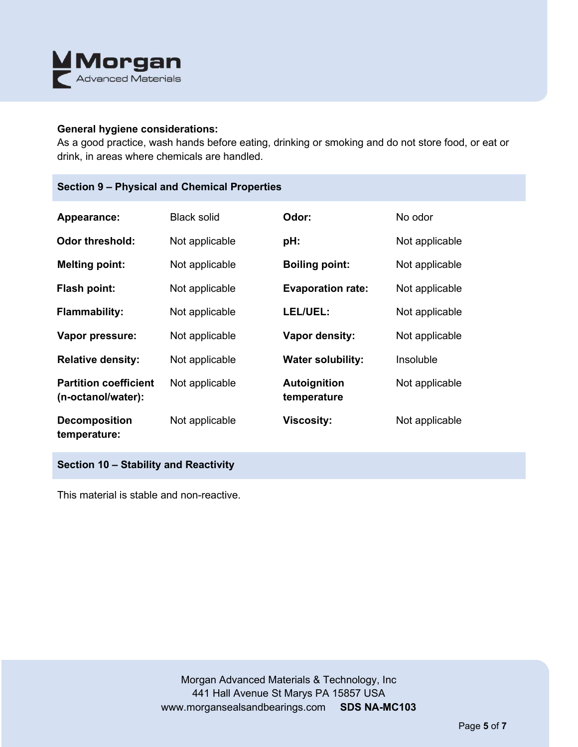**General hygiene considerations:**
As a good practice, wash hands before eating, drinking or smoking and do not store food, or eat or drink, in areas where chemicals are handled.

## Section 9 – Physical and Chemical Properties

| | | | |
|---|---|---|---|
| **Appearance:** | Black solid | **Odor:** | No odor |
| **Odor threshold:** | Not applicable | **pH:** | Not applicable |
| **Melting point:** | Not applicable | **Boiling point:** | Not applicable |
| **Flash point:** | Not applicable | **Evaporation rate:** | Not applicable |
| **Flammability:** | Not applicable | **LEL/UEL:** | Not applicable |
| **Vapor pressure:** | Not applicable | **Vapor density:** | Not applicable |
| **Relative density:** | Not applicable | **Water solubility:** | Insoluble |
| **Partition coefficient (n-octanol/water):** | Not applicable | **Autoignition temperature** | Not applicable |
| **Decomposition temperature:** | Not applicable | **Viscosity:** | Not applicable |

## Section 10 – Stability and Reactivity

This material is stable and non-reactive.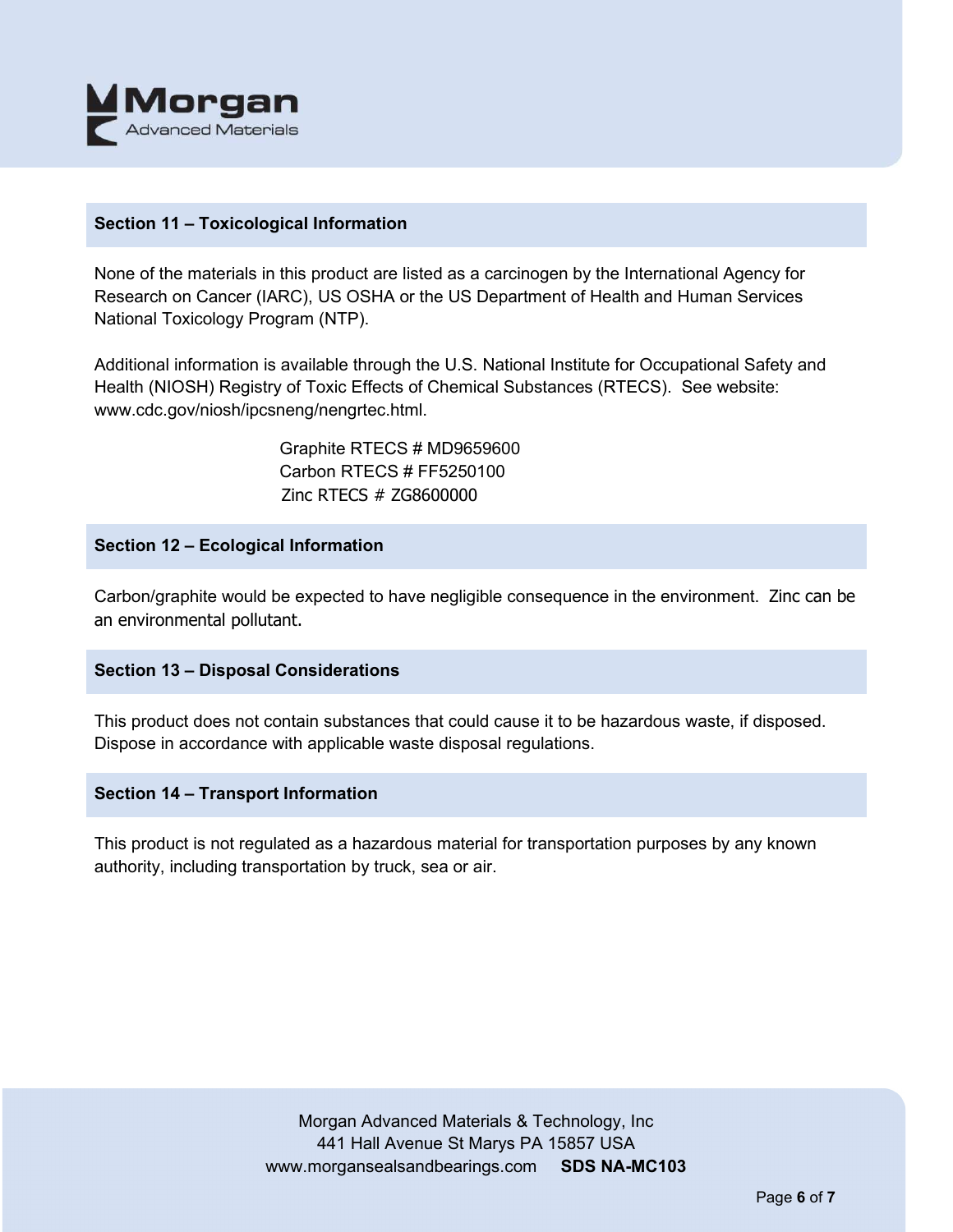## Section 11 – Toxicological Information

None of the materials in this product are listed as a carcinogen by the International Agency for Research on Cancer (IARC), US OSHA or the US Department of Health and Human Services National Toxicology Program (NTP).

Additional information is available through the U.S. National Institute for Occupational Safety and Health (NIOSH) Registry of Toxic Effects of Chemical Substances (RTECS). See website: www.cdc.gov/niosh/ipcsneng/nengrtec.html.

Graphite RTECS # MD9659600
Carbon RTECS # FF5250100
Zinc RTECS # ZG8600000

## Section 12 – Ecological Information

Carbon/graphite would be expected to have negligible consequence in the environment. Zinc can be an environmental pollutant.

## Section 13 – Disposal Considerations

This product does not contain substances that could cause it to be hazardous waste, if disposed. Dispose in accordance with applicable waste disposal regulations.

## Section 14 – Transport Information

This product is not regulated as a hazardous material for transportation purposes by any known authority, including transportation by truck, sea or air.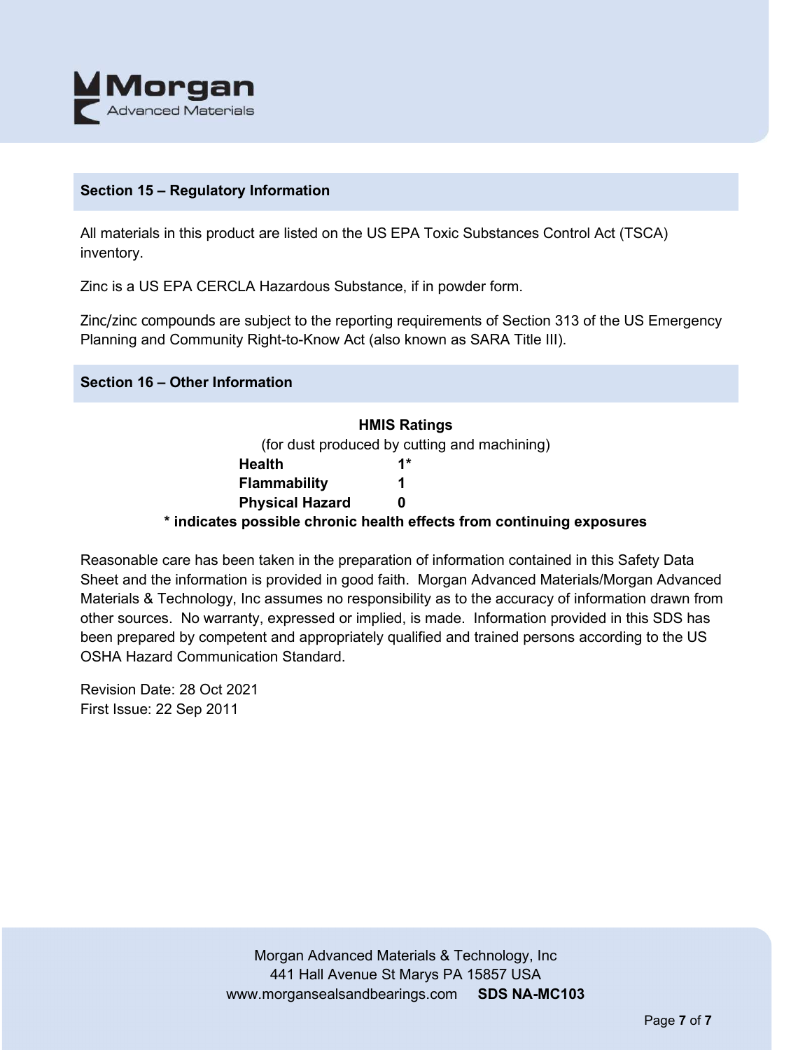## Section 15 – Regulatory Information

All materials in this product are listed on the US EPA Toxic Substances Control Act (TSCA) inventory.

Zinc is a US EPA CERCLA Hazardous Substance, if in powder form.

Zinc/zinc compounds are subject to the reporting requirements of Section 313 of the US Emergency Planning and Community Right-to-Know Act (also known as SARA Title III).

## Section 16 – Other Information

**HMIS Ratings**

(for dust produced by cutting and machining)

| | |
|---|---|
| **Health** | **1*** |
| **Flammability** | **1** |
| **Physical Hazard** | **0** |

**\* indicates possible chronic health effects from continuing exposures**

Reasonable care has been taken in the preparation of information contained in this Safety Data Sheet and the information is provided in good faith. Morgan Advanced Materials/Morgan Advanced Materials & Technology, Inc assumes no responsibility as to the accuracy of information drawn from other sources. No warranty, expressed or implied, is made. Information provided in this SDS has been prepared by competent and appropriately qualified and trained persons according to the US OSHA Hazard Communication Standard.

Revision Date: 28 Oct 2021
First Issue: 22 Sep 2011